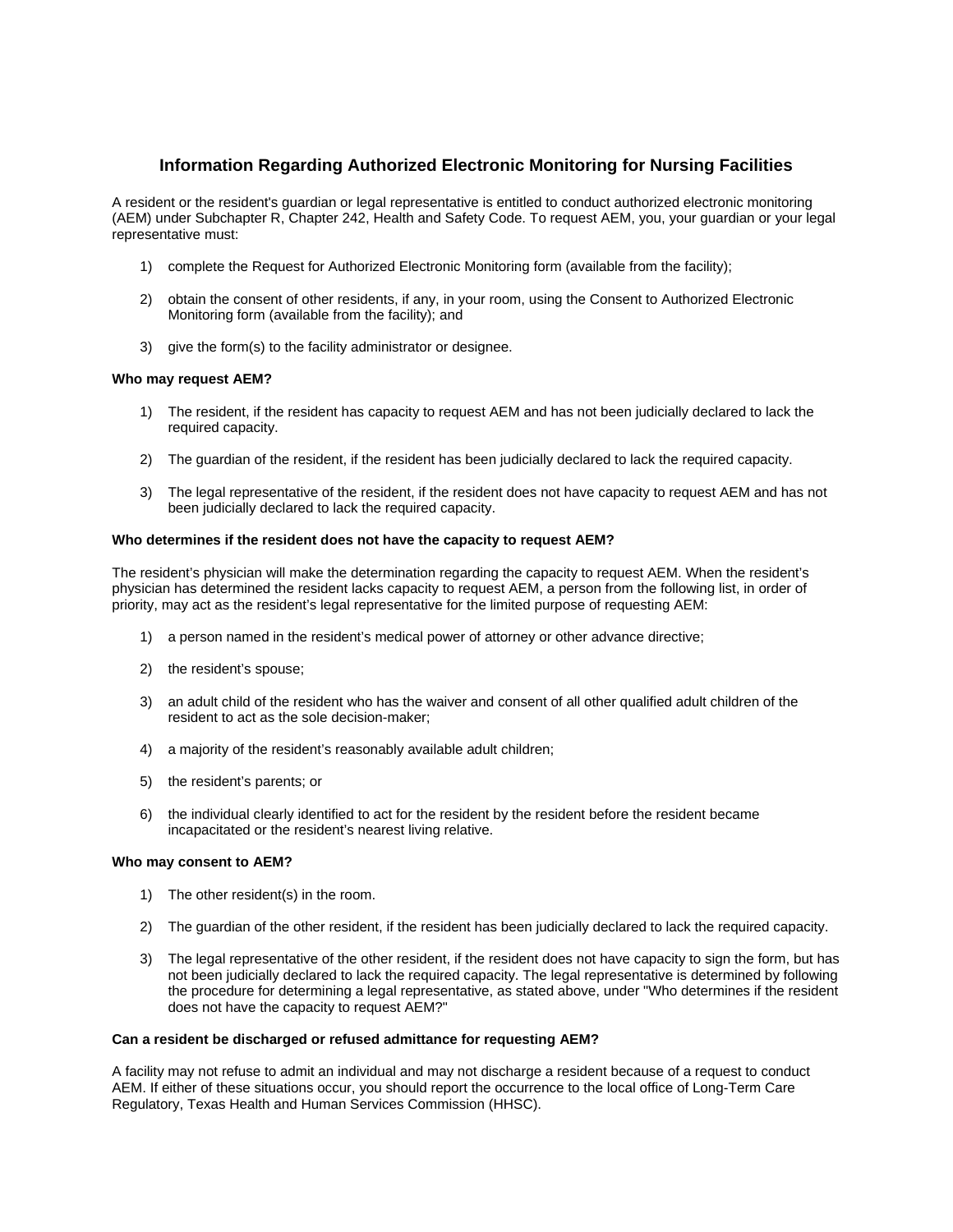# Information Regarding Authorized Electronic Monitoring for Nursing Facilities

A resident or the resident's guardian or legal representative is entitled to conduct authorized electronic monitoring (AEM) under Subchapter R, Chapter 242, Health and Safety Code. To request AEM, you, your guardian or your legal representative must:

1) complete the Request for Authorized Electronic Monitoring form (available from the facility);

2) obtain the consent of other residents, if any, in your room, using the Consent to Authorized Electronic Monitoring form (available from the facility); and

3) give the form(s) to the facility administrator or designee.

**Who may request AEM?**

1) The resident, if the resident has capacity to request AEM and has not been judicially declared to lack the required capacity.

2) The guardian of the resident, if the resident has been judicially declared to lack the required capacity.

3) The legal representative of the resident, if the resident does not have capacity to request AEM and has not been judicially declared to lack the required capacity.

**Who determines if the resident does not have the capacity to request AEM?**

The resident's physician will make the determination regarding the capacity to request AEM. When the resident's physician has determined the resident lacks capacity to request AEM, a person from the following list, in order of priority, may act as the resident's legal representative for the limited purpose of requesting AEM:

1) a person named in the resident's medical power of attorney or other advance directive;

2) the resident's spouse;

3) an adult child of the resident who has the waiver and consent of all other qualified adult children of the resident to act as the sole decision-maker;

4) a majority of the resident's reasonably available adult children;

5) the resident's parents; or

6) the individual clearly identified to act for the resident by the resident before the resident became incapacitated or the resident's nearest living relative.

**Who may consent to AEM?**

1) The other resident(s) in the room.

2) The guardian of the other resident, if the resident has been judicially declared to lack the required capacity.

3) The legal representative of the other resident, if the resident does not have capacity to sign the form, but has not been judicially declared to lack the required capacity. The legal representative is determined by following the procedure for determining a legal representative, as stated above, under "Who determines if the resident does not have the capacity to request AEM?"

**Can a resident be discharged or refused admittance for requesting AEM?**

A facility may not refuse to admit an individual and may not discharge a resident because of a request to conduct AEM. If either of these situations occur, you should report the occurrence to the local office of Long-Term Care Regulatory, Texas Health and Human Services Commission (HHSC).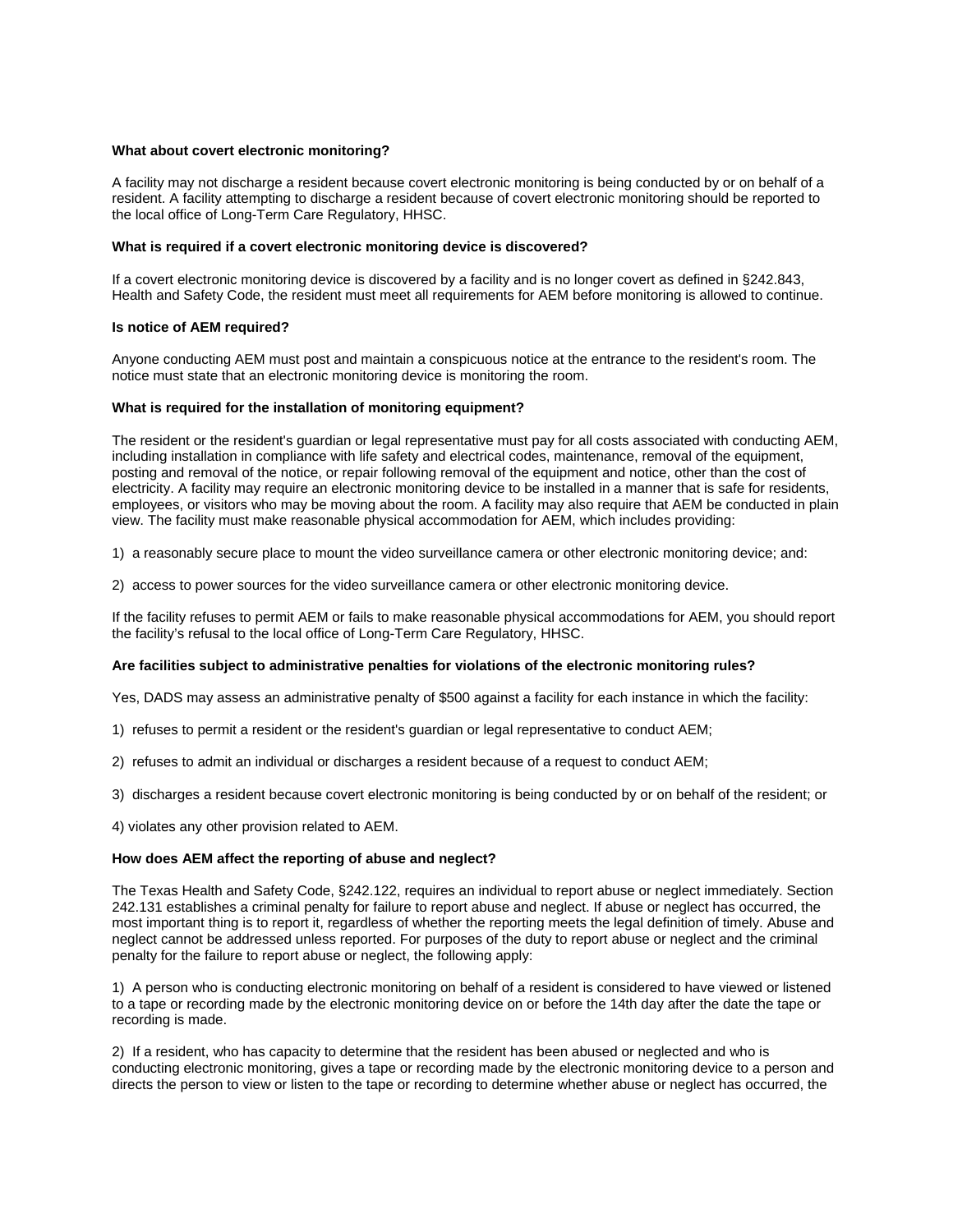**What about covert electronic monitoring?**

A facility may not discharge a resident because covert electronic monitoring is being conducted by or on behalf of a resident. A facility attempting to discharge a resident because of covert electronic monitoring should be reported to the local office of Long-Term Care Regulatory, HHSC.

**What is required if a covert electronic monitoring device is discovered?**

If a covert electronic monitoring device is discovered by a facility and is no longer covert as defined in §242.843, Health and Safety Code, the resident must meet all requirements for AEM before monitoring is allowed to continue.

**Is notice of AEM required?**

Anyone conducting AEM must post and maintain a conspicuous notice at the entrance to the resident's room. The notice must state that an electronic monitoring device is monitoring the room.

**What is required for the installation of monitoring equipment?**

The resident or the resident's guardian or legal representative must pay for all costs associated with conducting AEM, including installation in compliance with life safety and electrical codes, maintenance, removal of the equipment, posting and removal of the notice, or repair following removal of the equipment and notice, other than the cost of electricity. A facility may require an electronic monitoring device to be installed in a manner that is safe for residents, employees, or visitors who may be moving about the room. A facility may also require that AEM be conducted in plain view. The facility must make reasonable physical accommodation for AEM, which includes providing:

1) a reasonably secure place to mount the video surveillance camera or other electronic monitoring device; and:

2) access to power sources for the video surveillance camera or other electronic monitoring device.

If the facility refuses to permit AEM or fails to make reasonable physical accommodations for AEM, you should report the facility's refusal to the local office of Long-Term Care Regulatory, HHSC.

**Are facilities subject to administrative penalties for violations of the electronic monitoring rules?**

Yes, DADS may assess an administrative penalty of $500 against a facility for each instance in which the facility:

1) refuses to permit a resident or the resident's guardian or legal representative to conduct AEM;

2) refuses to admit an individual or discharges a resident because of a request to conduct AEM;

3) discharges a resident because covert electronic monitoring is being conducted by or on behalf of the resident; or

4) violates any other provision related to AEM.

**How does AEM affect the reporting of abuse and neglect?**

The Texas Health and Safety Code, §242.122, requires an individual to report abuse or neglect immediately. Section 242.131 establishes a criminal penalty for failure to report abuse and neglect. If abuse or neglect has occurred, the most important thing is to report it, regardless of whether the reporting meets the legal definition of timely. Abuse and neglect cannot be addressed unless reported. For purposes of the duty to report abuse or neglect and the criminal penalty for the failure to report abuse or neglect, the following apply:

1) A person who is conducting electronic monitoring on behalf of a resident is considered to have viewed or listened to a tape or recording made by the electronic monitoring device on or before the 14th day after the date the tape or recording is made.

2) If a resident, who has capacity to determine that the resident has been abused or neglected and who is conducting electronic monitoring, gives a tape or recording made by the electronic monitoring device to a person and directs the person to view or listen to the tape or recording to determine whether abuse or neglect has occurred, the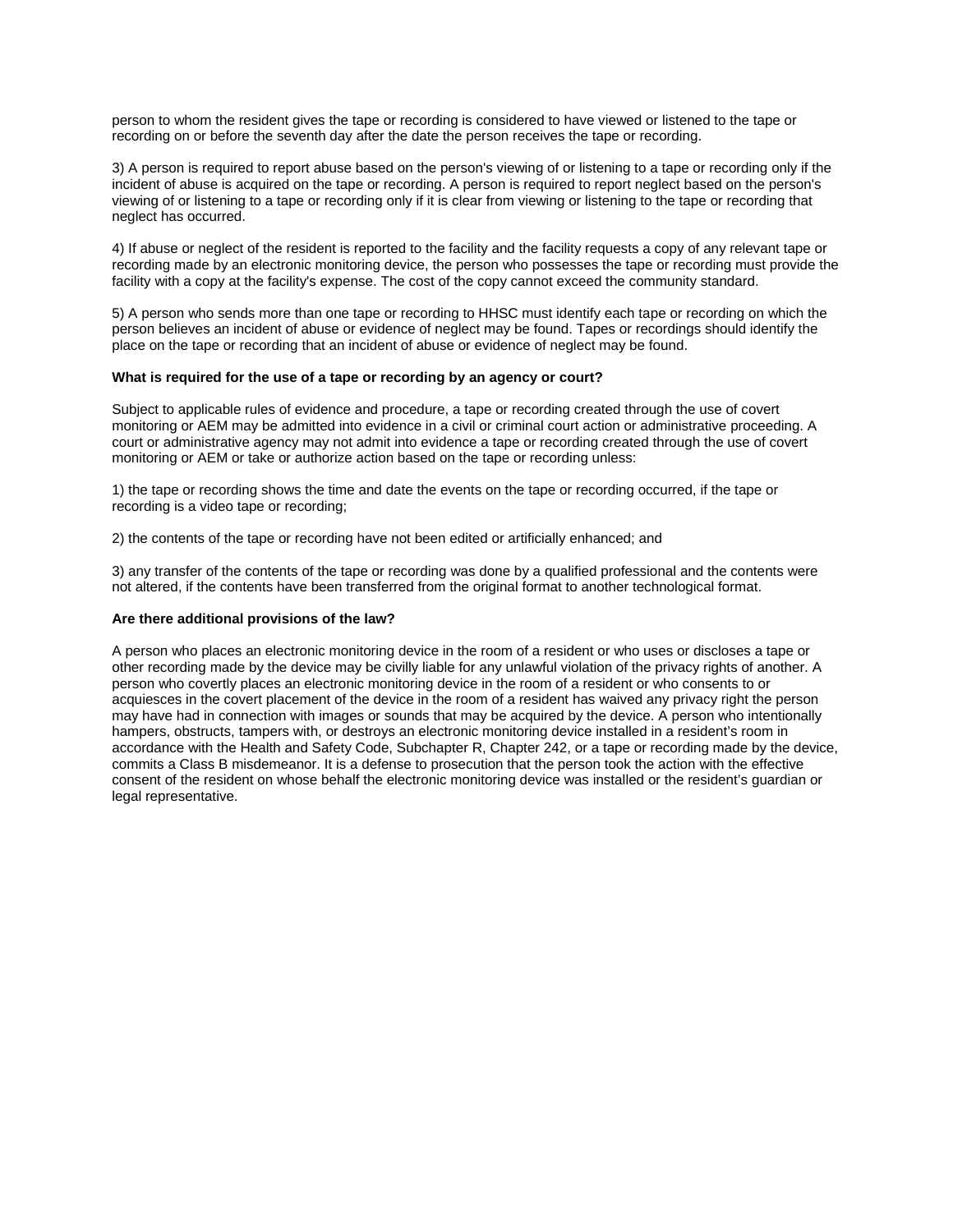person to whom the resident gives the tape or recording is considered to have viewed or listened to the tape or recording on or before the seventh day after the date the person receives the tape or recording.

3) A person is required to report abuse based on the person's viewing of or listening to a tape or recording only if the incident of abuse is acquired on the tape or recording. A person is required to report neglect based on the person's viewing of or listening to a tape or recording only if it is clear from viewing or listening to the tape or recording that neglect has occurred.

4) If abuse or neglect of the resident is reported to the facility and the facility requests a copy of any relevant tape or recording made by an electronic monitoring device, the person who possesses the tape or recording must provide the facility with a copy at the facility's expense. The cost of the copy cannot exceed the community standard.

5) A person who sends more than one tape or recording to HHSC must identify each tape or recording on which the person believes an incident of abuse or evidence of neglect may be found. Tapes or recordings should identify the place on the tape or recording that an incident of abuse or evidence of neglect may be found.

**What is required for the use of a tape or recording by an agency or court?**

Subject to applicable rules of evidence and procedure, a tape or recording created through the use of covert monitoring or AEM may be admitted into evidence in a civil or criminal court action or administrative proceeding. A court or administrative agency may not admit into evidence a tape or recording created through the use of covert monitoring or AEM or take or authorize action based on the tape or recording unless:

1) the tape or recording shows the time and date the events on the tape or recording occurred, if the tape or recording is a video tape or recording;

2) the contents of the tape or recording have not been edited or artificially enhanced; and

3) any transfer of the contents of the tape or recording was done by a qualified professional and the contents were not altered, if the contents have been transferred from the original format to another technological format.

**Are there additional provisions of the law?**

A person who places an electronic monitoring device in the room of a resident or who uses or discloses a tape or other recording made by the device may be civilly liable for any unlawful violation of the privacy rights of another. A person who covertly places an electronic monitoring device in the room of a resident or who consents to or acquiesces in the covert placement of the device in the room of a resident has waived any privacy right the person may have had in connection with images or sounds that may be acquired by the device. A person who intentionally hampers, obstructs, tampers with, or destroys an electronic monitoring device installed in a resident's room in accordance with the Health and Safety Code, Subchapter R, Chapter 242, or a tape or recording made by the device, commits a Class B misdemeanor. It is a defense to prosecution that the person took the action with the effective consent of the resident on whose behalf the electronic monitoring device was installed or the resident's guardian or legal representative.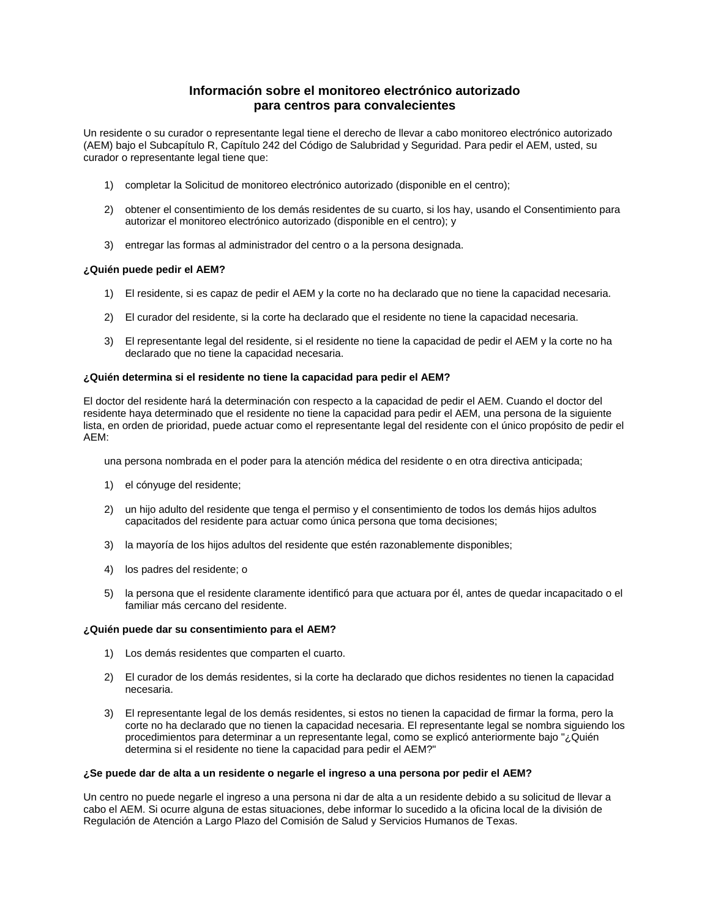# Información sobre el monitoreo electrónico autorizado para centros para convalecientes

Un residente o su curador o representante legal tiene el derecho de llevar a cabo monitoreo electrónico autorizado (AEM) bajo el Subcapítulo R, Capítulo 242 del Código de Salubridad y Seguridad. Para pedir el AEM, usted, su curador o representante legal tiene que:

1) completar la Solicitud de monitoreo electrónico autorizado (disponible en el centro);

2) obtener el consentimiento de los demás residentes de su cuarto, si los hay, usando el Consentimiento para autorizar el monitoreo electrónico autorizado (disponible en el centro); y

3) entregar las formas al administrador del centro o a la persona designada.

**¿Quién puede pedir el AEM?**

1) El residente, si es capaz de pedir el AEM y la corte no ha declarado que no tiene la capacidad necesaria.

2) El curador del residente, si la corte ha declarado que el residente no tiene la capacidad necesaria.

3) El representante legal del residente, si el residente no tiene la capacidad de pedir el AEM y la corte no ha declarado que no tiene la capacidad necesaria.

**¿Quién determina si el residente no tiene la capacidad para pedir el AEM?**

El doctor del residente hará la determinación con respecto a la capacidad de pedir el AEM. Cuando el doctor del residente haya determinado que el residente no tiene la capacidad para pedir el AEM, una persona de la siguiente lista, en orden de prioridad, puede actuar como el representante legal del residente con el único propósito de pedir el AEM:

una persona nombrada en el poder para la atención médica del residente o en otra directiva anticipada;

1) el cónyuge del residente;

2) un hijo adulto del residente que tenga el permiso y el consentimiento de todos los demás hijos adultos capacitados del residente para actuar como única persona que toma decisiones;

3) la mayoría de los hijos adultos del residente que estén razonablemente disponibles;

4) los padres del residente; o

5) la persona que el residente claramente identificó para que actuara por él, antes de quedar incapacitado o el familiar más cercano del residente.

**¿Quién puede dar su consentimiento para el AEM?**

1) Los demás residentes que comparten el cuarto.

2) El curador de los demás residentes, si la corte ha declarado que dichos residentes no tienen la capacidad necesaria.

3) El representante legal de los demás residentes, si estos no tienen la capacidad de firmar la forma, pero la corte no ha declarado que no tienen la capacidad necesaria. El representante legal se nombra siguiendo los procedimientos para determinar a un representante legal, como se explicó anteriormente bajo "¿Quién determina si el residente no tiene la capacidad para pedir el AEM?"

**¿Se puede dar de alta a un residente o negarle el ingreso a una persona por pedir el AEM?**

Un centro no puede negarle el ingreso a una persona ni dar de alta a un residente debido a su solicitud de llevar a cabo el AEM. Si ocurre alguna de estas situaciones, debe informar lo sucedido a la oficina local de la división de Regulación de Atención a Largo Plazo del Comisión de Salud y Servicios Humanos de Texas.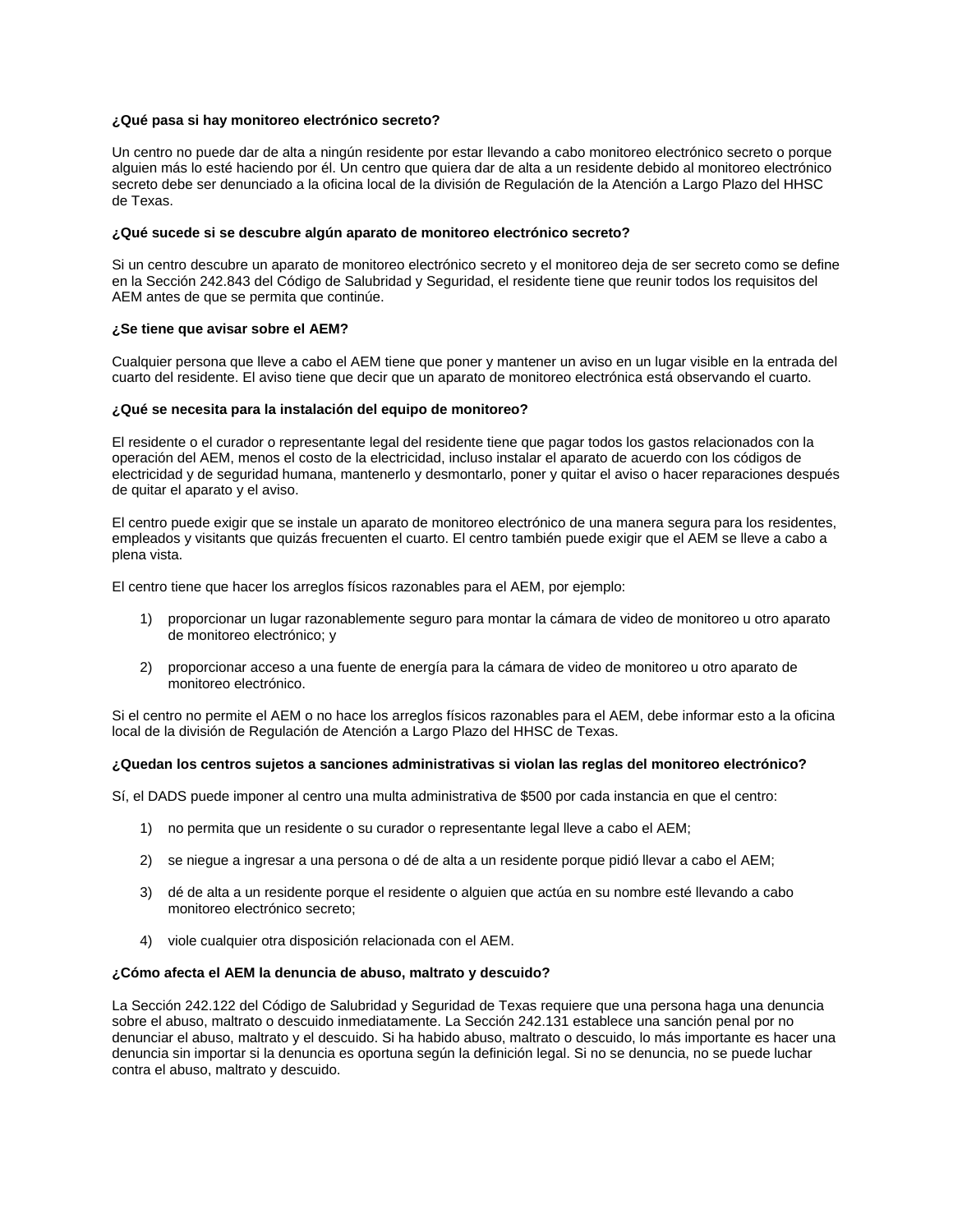**¿Qué pasa si hay monitoreo electrónico secreto?**

Un centro no puede dar de alta a ningún residente por estar llevando a cabo monitoreo electrónico secreto o porque alguien más lo esté haciendo por él. Un centro que quiera dar de alta a un residente debido al monitoreo electrónico secreto debe ser denunciado a la oficina local de la división de Regulación de la Atención a Largo Plazo del HHSC de Texas.

**¿Qué sucede si se descubre algún aparato de monitoreo electrónico secreto?**

Si un centro descubre un aparato de monitoreo electrónico secreto y el monitoreo deja de ser secreto como se define en la Sección 242.843 del Código de Salubridad y Seguridad, el residente tiene que reunir todos los requisitos del AEM antes de que se permita que continúe.

**¿Se tiene que avisar sobre el AEM?**

Cualquier persona que lleve a cabo el AEM tiene que poner y mantener un aviso en un lugar visible en la entrada del cuarto del residente. El aviso tiene que decir que un aparato de monitoreo electrónica está observando el cuarto.

**¿Qué se necesita para la instalación del equipo de monitoreo?**

El residente o el curador o representante legal del residente tiene que pagar todos los gastos relacionados con la operación del AEM, menos el costo de la electricidad, incluso instalar el aparato de acuerdo con los códigos de electricidad y de seguridad humana, mantenerlo y desmontarlo, poner y quitar el aviso o hacer reparaciones después de quitar el aparato y el aviso.

El centro puede exigir que se instale un aparato de monitoreo electrónico de una manera segura para los residentes, empleados y visitants que quizás frecuenten el cuarto. El centro también puede exigir que el AEM se lleve a cabo a plena vista.

El centro tiene que hacer los arreglos físicos razonables para el AEM, por ejemplo:

1) proporcionar un lugar razonablemente seguro para montar la cámara de video de monitoreo u otro aparato de monitoreo electrónico; y

2) proporcionar acceso a una fuente de energía para la cámara de video de monitoreo u otro aparato de monitoreo electrónico.

Si el centro no permite el AEM o no hace los arreglos físicos razonables para el AEM, debe informar esto a la oficina local de la división de Regulación de Atención a Largo Plazo del HHSC de Texas.

**¿Quedan los centros sujetos a sanciones administrativas si violan las reglas del monitoreo electrónico?**

Sí, el DADS puede imponer al centro una multa administrativa de $500 por cada instancia en que el centro:

1) no permita que un residente o su curador o representante legal lleve a cabo el AEM;

2) se niegue a ingresar a una persona o dé de alta a un residente porque pidió llevar a cabo el AEM;

3) dé de alta a un residente porque el residente o alguien que actúa en su nombre esté llevando a cabo monitoreo electrónico secreto;

4) viole cualquier otra disposición relacionada con el AEM.

**¿Cómo afecta el AEM la denuncia de abuso, maltrato y descuido?**

La Sección 242.122 del Código de Salubridad y Seguridad de Texas requiere que una persona haga una denuncia sobre el abuso, maltrato o descuido inmediatamente. La Sección 242.131 establece una sanción penal por no denunciar el abuso, maltrato y el descuido. Si ha habido abuso, maltrato o descuido, lo más importante es hacer una denuncia sin importar si la denuncia es oportuna según la definición legal. Si no se denuncia, no se puede luchar contra el abuso, maltrato y descuido.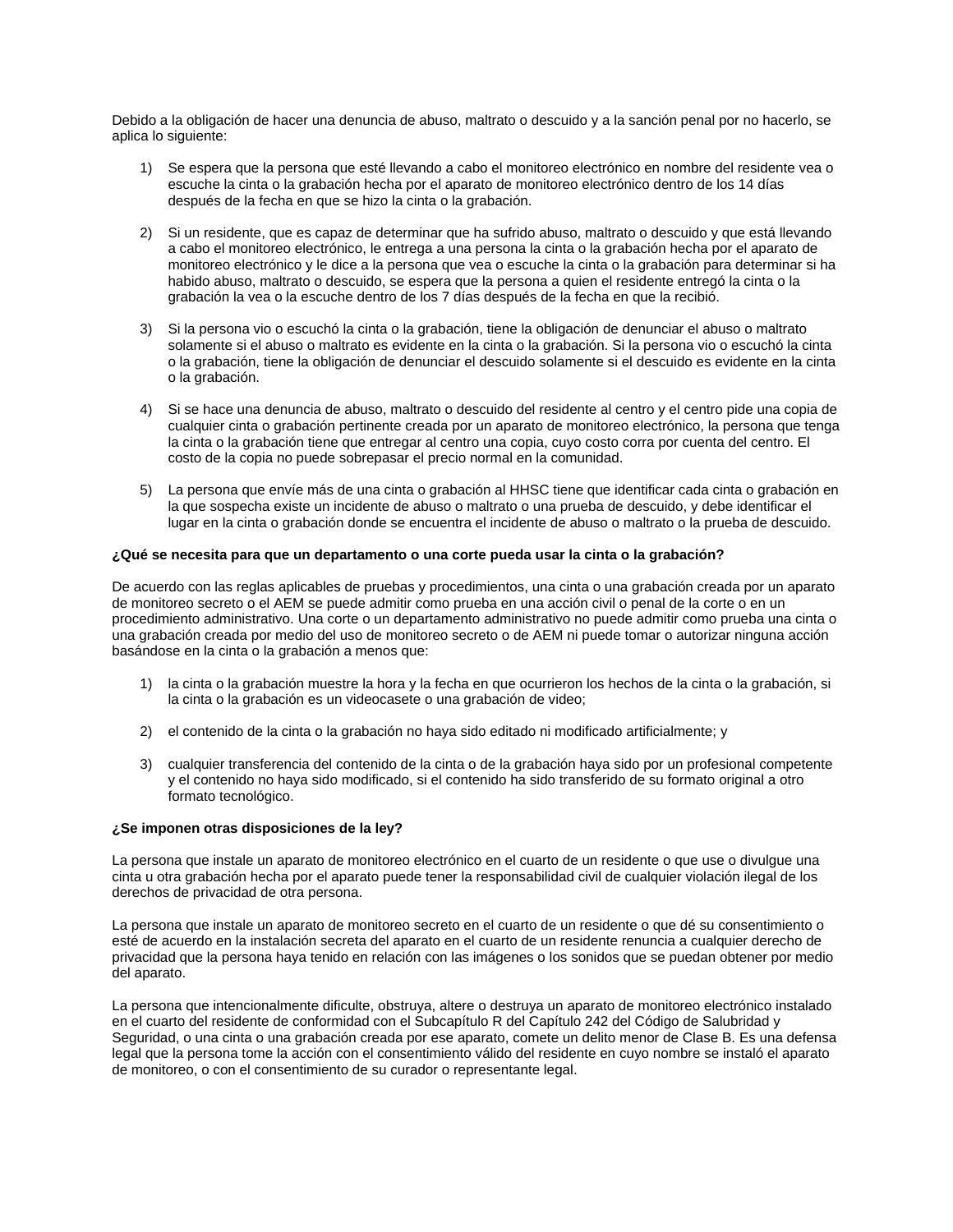Debido a la obligación de hacer una denuncia de abuso, maltrato o descuido y a la sanción penal por no hacerlo, se aplica lo siguiente:

1) Se espera que la persona que esté llevando a cabo el monitoreo electrónico en nombre del residente vea o escuche la cinta o la grabación hecha por el aparato de monitoreo electrónico dentro de los 14 días después de la fecha en que se hizo la cinta o la grabación.

2) Si un residente, que es capaz de determinar que ha sufrido abuso, maltrato o descuido y que está llevando a cabo el monitoreo electrónico, le entrega a una persona la cinta o la grabación hecha por el aparato de monitoreo electrónico y le dice a la persona que vea o escuche la cinta o la grabación para determinar si ha habido abuso, maltrato o descuido, se espera que la persona a quien el residente entregó la cinta o la grabación la vea o la escuche dentro de los 7 días después de la fecha en que la recibió.

3) Si la persona vio o escuchó la cinta o la grabación, tiene la obligación de denunciar el abuso o maltrato solamente si el abuso o maltrato es evidente en la cinta o la grabación. Si la persona vio o escuchó la cinta o la grabación, tiene la obligación de denunciar el descuido solamente si el descuido es evidente en la cinta o la grabación.

4) Si se hace una denuncia de abuso, maltrato o descuido del residente al centro y el centro pide una copia de cualquier cinta o grabación pertinente creada por un aparato de monitoreo electrónico, la persona que tenga la cinta o la grabación tiene que entregar al centro una copia, cuyo costo corra por cuenta del centro. El costo de la copia no puede sobrepasar el precio normal en la comunidad.

5) La persona que envíe más de una cinta o grabación al HHSC tiene que identificar cada cinta o grabación en la que sospecha existe un incidente de abuso o maltrato o una prueba de descuido, y debe identificar el lugar en la cinta o grabación donde se encuentra el incidente de abuso o maltrato o la prueba de descuido.

**¿Qué se necesita para que un departamento o una corte pueda usar la cinta o la grabación?**

De acuerdo con las reglas aplicables de pruebas y procedimientos, una cinta o una grabación creada por un aparato de monitoreo secreto o el AEM se puede admitir como prueba en una acción civil o penal de la corte o en un procedimiento administrativo. Una corte o un departamento administrativo no puede admitir como prueba una cinta o una grabación creada por medio del uso de monitoreo secreto o de AEM ni puede tomar o autorizar ninguna acción basándose en la cinta o la grabación a menos que:

1) la cinta o la grabación muestre la hora y la fecha en que ocurrieron los hechos de la cinta o la grabación, si la cinta o la grabación es un videocasete o una grabación de video;

2) el contenido de la cinta o la grabación no haya sido editado ni modificado artificialmente; y

3) cualquier transferencia del contenido de la cinta o de la grabación haya sido por un profesional competente y el contenido no haya sido modificado, si el contenido ha sido transferido de su formato original a otro formato tecnológico.

**¿Se imponen otras disposiciones de la ley?**

La persona que instale un aparato de monitoreo electrónico en el cuarto de un residente o que use o divulgue una cinta u otra grabación hecha por el aparato puede tener la responsabilidad civil de cualquier violación ilegal de los derechos de privacidad de otra persona.

La persona que instale un aparato de monitoreo secreto en el cuarto de un residente o que dé su consentimiento o esté de acuerdo en la instalación secreta del aparato en el cuarto de un residente renuncia a cualquier derecho de privacidad que la persona haya tenido en relación con las imágenes o los sonidos que se puedan obtener por medio del aparato.

La persona que intencionalmente dificulte, obstruya, altere o destruya un aparato de monitoreo electrónico instalado en el cuarto del residente de conformidad con el Subcapítulo R del Capítulo 242 del Código de Salubridad y Seguridad, o una cinta o una grabación creada por ese aparato, comete un delito menor de Clase B. Es una defensa legal que la persona tome la acción con el consentimiento válido del residente en cuyo nombre se instaló el aparato de monitoreo, o con el consentimiento de su curador o representante legal.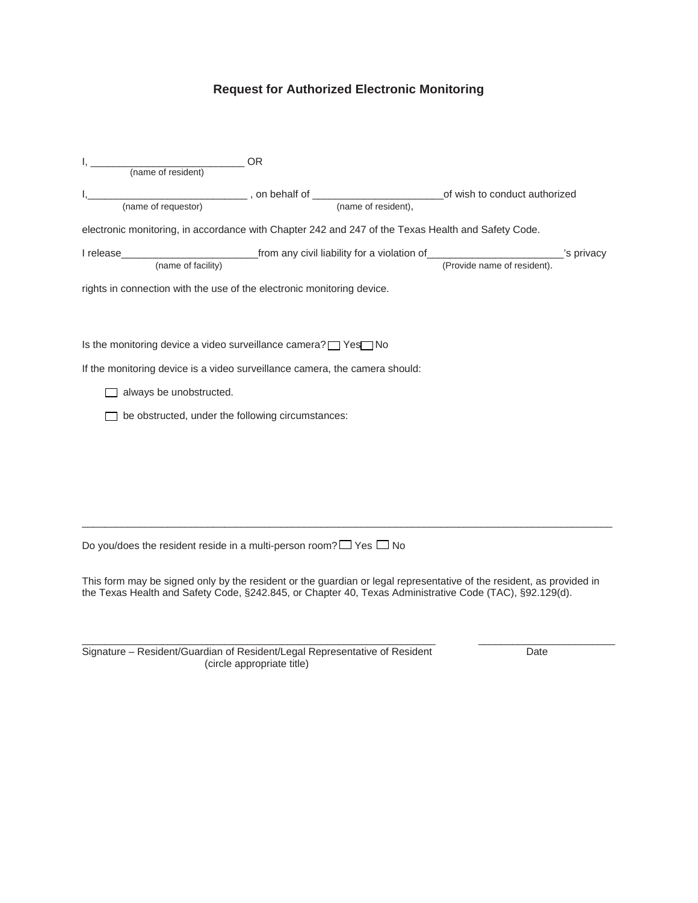# Request for Authorized Electronic Monitoring

I, ___________________________ OR
(name of resident)

I,____________________________ , on behalf of _______________________of wish to conduct authorized
(name of requestor) (name of resident),

electronic monitoring, in accordance with Chapter 242 and 247 of the Texas Health and Safety Code.

I release_________________________from any civil liability for a violation of________________________'s privacy
(name of facility) (Provide name of resident).

rights in connection with the use of the electronic monitoring device.

Is the monitoring device a video surveillance camera? ☐ Yes ☐ No

If the monitoring device is a video surveillance camera, the camera should:

☐ always be unobstructed.

☐ be obstructed, under the following circumstances:

_____________________________________________________________________________________________

Do you/does the resident reside in a multi-person room? ☐ Yes ☐ No

This form may be signed only by the resident or the guardian or legal representative of the resident, as provided in the Texas Health and Safety Code, §242.845, or Chapter 40, Texas Administrative Code (TAC), §92.129(d).

_________________________________________________________________ ________________________
Signature – Resident/Guardian of Resident/Legal Representative of Resident Date
(circle appropriate title)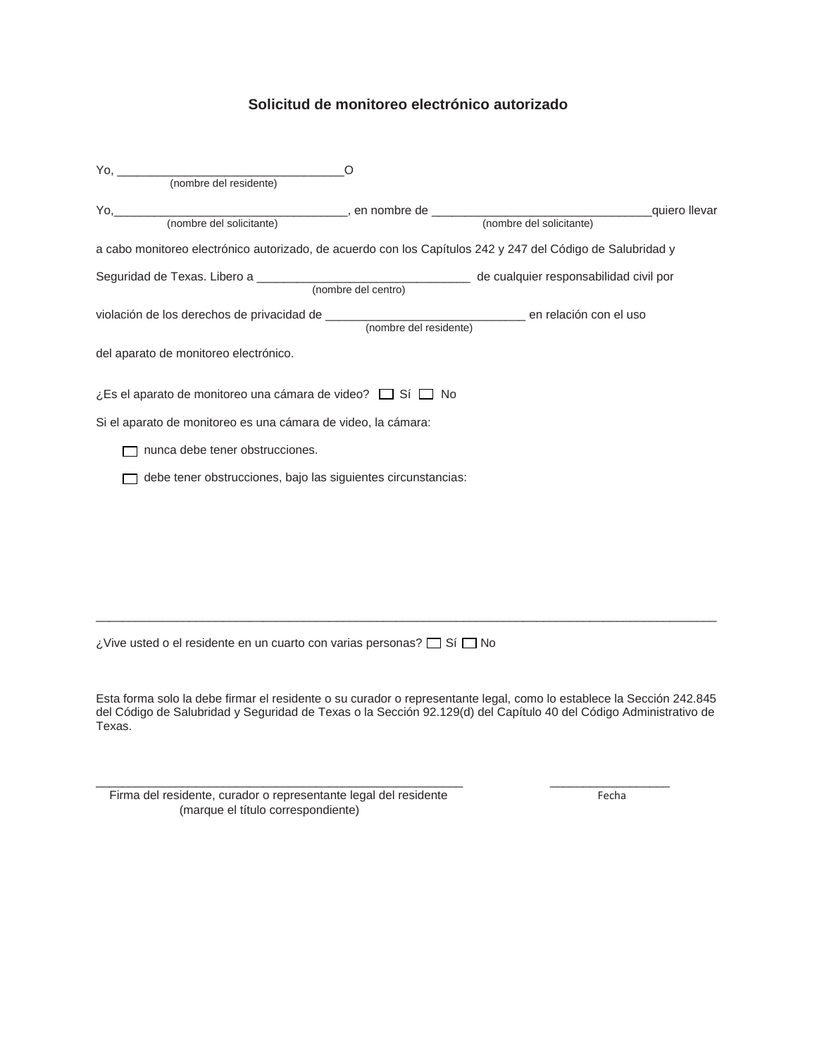## Solicitud de monitoreo electrónico autorizado

Yo, _________________________________O
(nombre del residente)

Yo,__________________________________, en nombre de ________________________________quiero llevar
(nombre del solicitante) (nombre del solicitante)

a cabo monitoreo electrónico autorizado, de acuerdo con los Capítulos 242 y 247 del Código de Salubridad y

Seguridad de Texas. Libero a _______________________________ de cualquier responsabilidad civil por
(nombre del centro)

violación de los derechos de privacidad de _____________________________ en relación con el uso
(nombre del residente)

del aparato de monitoreo electrónico.

¿Es el aparato de monitoreo una cámara de video? ☐ Sí ☐ No

Si el aparato de monitoreo es una cámara de video, la cámara:

- ☐ nunca debe tener obstrucciones.
- ☐ debe tener obstrucciones, bajo las siguientes circunstancias:

_____________________________________________________________________________________________

¿Vive usted o el residente en un cuarto con varias personas? ☐ Sí ☐ No

Esta forma solo la debe firmar el residente o su curador o representante legal, como lo establece la Sección 242.845 del Código de Salubridad y Seguridad de Texas o la Sección 92.129(d) del Capítulo 40 del Código Administrativo de Texas.

_____________________________________________________ __________________
Firma del residente, curador o representante legal del residente Fecha
(marque el título correspondiente)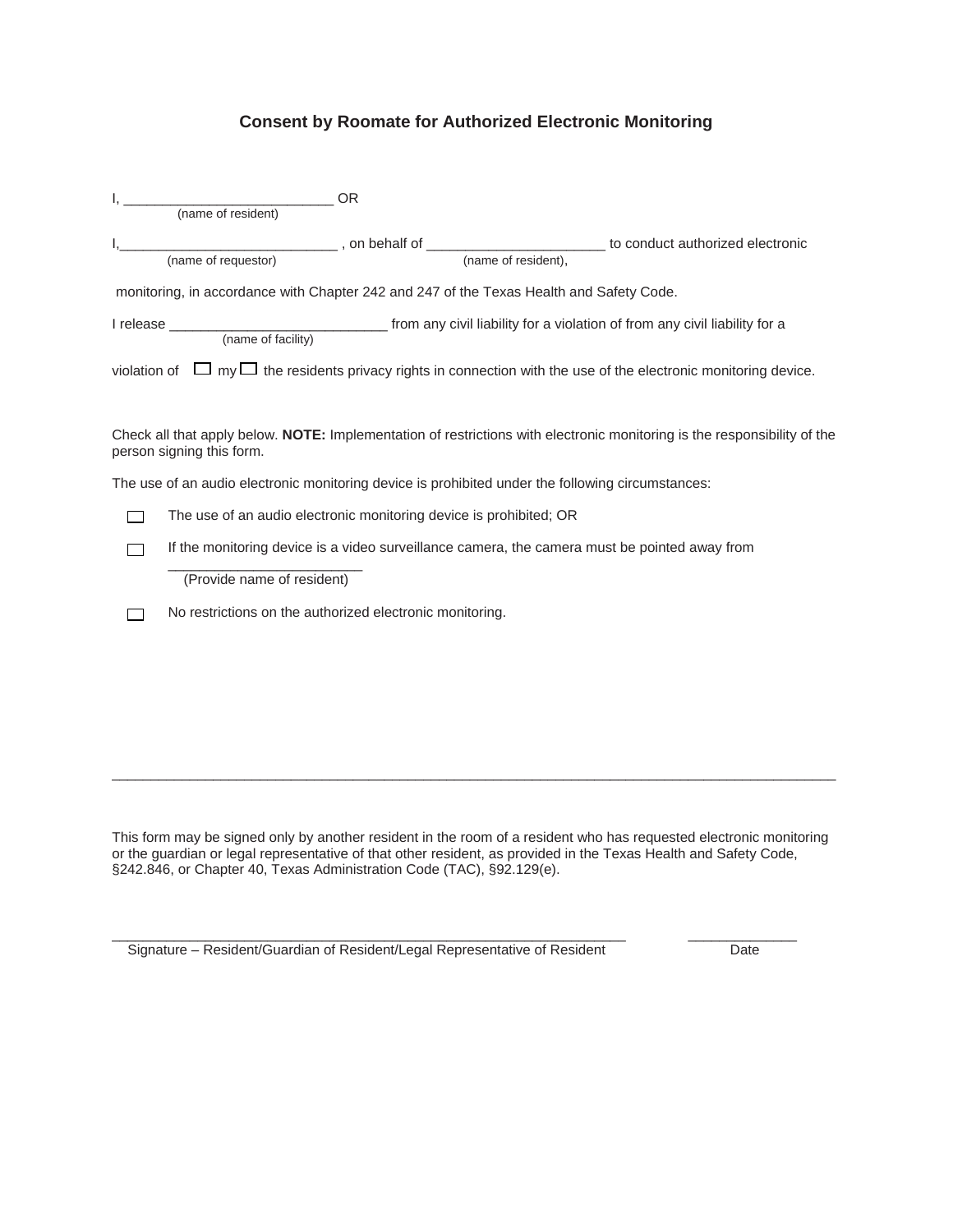## Consent by Roomate for Authorized Electronic Monitoring

I, ___________________________ OR
(name of resident)

I,____________________________ , on behalf of _______________________ to conduct authorized electronic
(name of requestor) (name of resident),

monitoring, in accordance with Chapter 242 and 247 of the Texas Health and Safety Code.

I release ____________________________ from any civil liability for a violation of from any civil liability for a
(name of facility)

violation of ☐ my ☐ the residents privacy rights in connection with the use of the electronic monitoring device.

Check all that apply below. **NOTE:** Implementation of restrictions with electronic monitoring is the responsibility of the person signing this form.

The use of an audio electronic monitoring device is prohibited under the following circumstances:

☐ The use of an audio electronic monitoring device is prohibited; OR

☐ If the monitoring device is a video surveillance camera, the camera must be pointed away from _________________________
(Provide name of resident)

☐ No restrictions on the authorized electronic monitoring.

---

This form may be signed only by another resident in the room of a resident who has requested electronic monitoring or the guardian or legal representative of that other resident, as provided in the Texas Health and Safety Code, §242.846, or Chapter 40, Texas Administration Code (TAC), §92.129(e).

_________________________________________________________________ ______________
Signature – Resident/Guardian of Resident/Legal Representative of Resident Date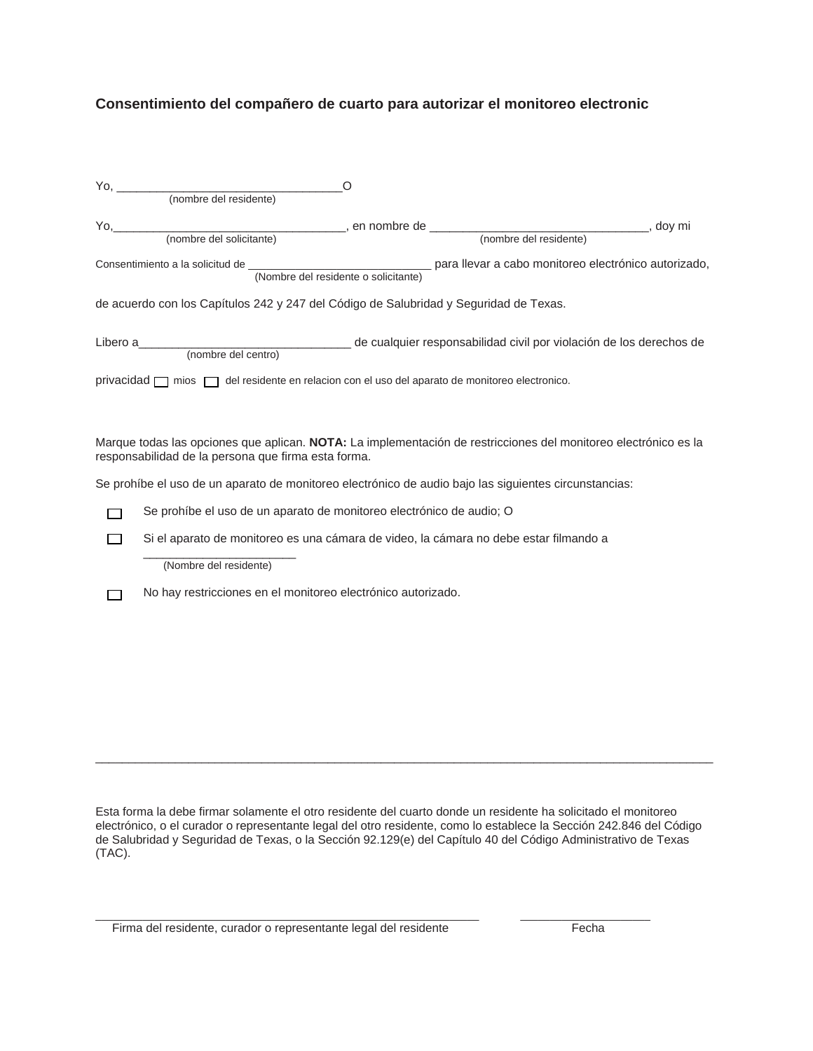## Consentimiento del compañero de cuarto para autorizar el monitoreo electronic

Yo, _________________________________O
(nombre del residente)

Yo,__________________________________, en nombre de _________________________________, doy mi
(nombre del solicitante) (nombre del residente)

Consentimiento a la solicitud de ___________________________ para llevar a cabo monitoreo electrónico autorizado,
(Nombre del residente o solicitante)

de acuerdo con los Capítulos 242 y 247 del Código de Salubridad y Seguridad de Texas.

Libero a_______________________________ de cualquier responsabilidad civil por violación de los derechos de
(nombre del centro)

privacidad ☐ mios ☐ del residente en relacion con el uso del aparato de monitoreo electronico.

Marque todas las opciones que aplican. **NOTA:** La implementación de restricciones del monitoreo electrónico es la responsabilidad de la persona que firma esta forma.

Se prohíbe el uso de un aparato de monitoreo electrónico de audio bajo las siguientes circunstancias:

- ☐ Se prohíbe el uso de un aparato de monitoreo electrónico de audio; O
- ☐ Si el aparato de monitoreo es una cámara de video, la cámara no debe estar filmando a _______________________
  (Nombre del residente)
- ☐ No hay restricciones en el monitoreo electrónico autorizado.

---

Esta forma la debe firmar solamente el otro residente del cuarto donde un residente ha solicitado el monitoreo electrónico, o el curador o representante legal del otro residente, como lo establece la Sección 242.846 del Código de Salubridad y Seguridad de Texas, o la Sección 92.129(e) del Capítulo 40 del Código Administrativo de Texas (TAC).

_____________________________________________ ___________________
Firma del residente, curador o representante legal del residente Fecha